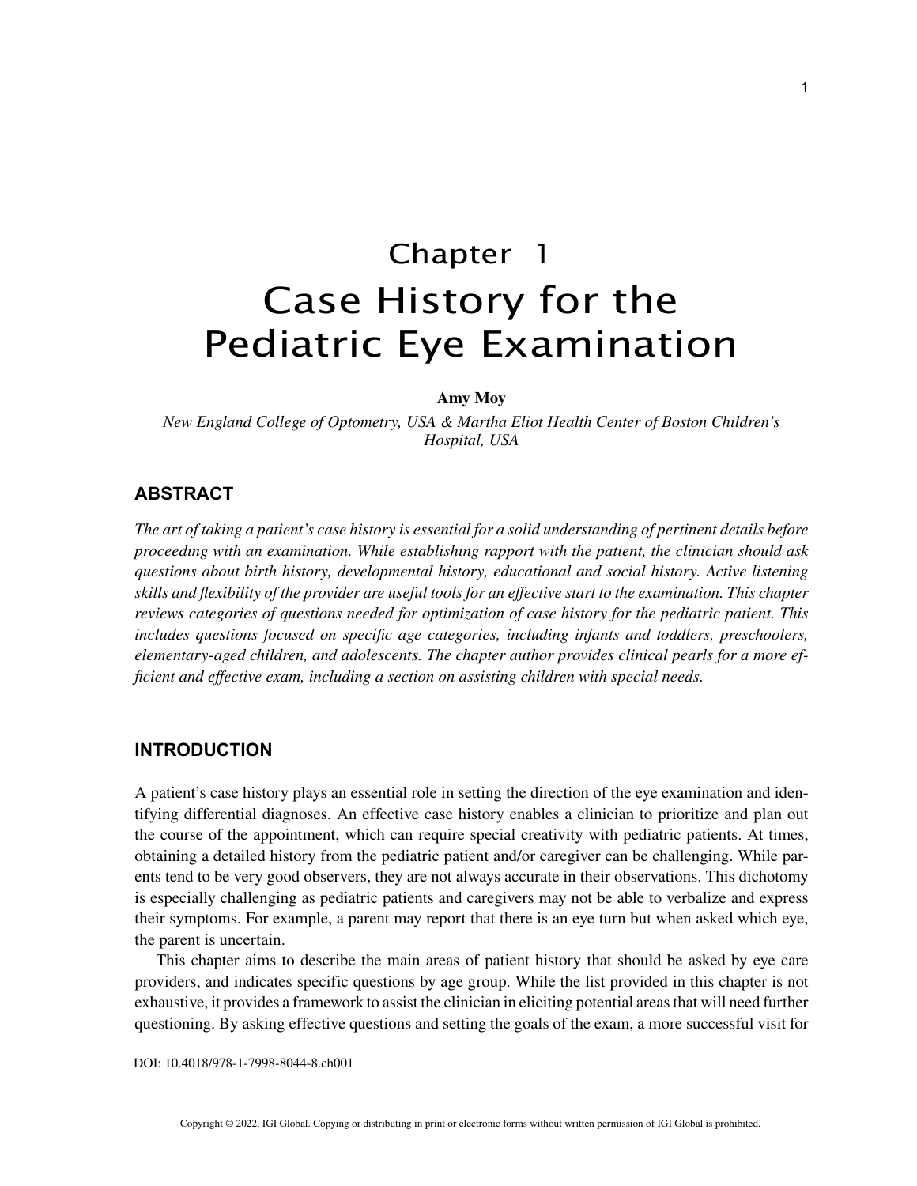# Chapter 1
# Case History for the Pediatric Eye Examination

**Amy Moy**

*New England College of Optometry, USA & Martha Eliot Health Center of Boston Children's Hospital, USA*

## ABSTRACT

*The art of taking a patient's case history is essential for a solid understanding of pertinent details before proceeding with an examination. While establishing rapport with the patient, the clinician should ask questions about birth history, developmental history, educational and social history. Active listening skills and flexibility of the provider are useful tools for an effective start to the examination. This chapter reviews categories of questions needed for optimization of case history for the pediatric patient. This includes questions focused on specific age categories, including infants and toddlers, preschoolers, elementary-aged children, and adolescents. The chapter author provides clinical pearls for a more efficient and effective exam, including a section on assisting children with special needs.*

## INTRODUCTION

A patient's case history plays an essential role in setting the direction of the eye examination and identifying differential diagnoses. An effective case history enables a clinician to prioritize and plan out the course of the appointment, which can require special creativity with pediatric patients. At times, obtaining a detailed history from the pediatric patient and/or caregiver can be challenging. While parents tend to be very good observers, they are not always accurate in their observations. This dichotomy is especially challenging as pediatric patients and caregivers may not be able to verbalize and express their symptoms. For example, a parent may report that there is an eye turn but when asked which eye, the parent is uncertain.

This chapter aims to describe the main areas of patient history that should be asked by eye care providers, and indicates specific questions by age group. While the list provided in this chapter is not exhaustive, it provides a framework to assist the clinician in eliciting potential areas that will need further questioning. By asking effective questions and setting the goals of the exam, a more successful visit for

DOI: 10.4018/978-1-7998-8044-8.ch001

Copyright © 2022, IGI Global. Copying or distributing in print or electronic forms without written permission of IGI Global is prohibited.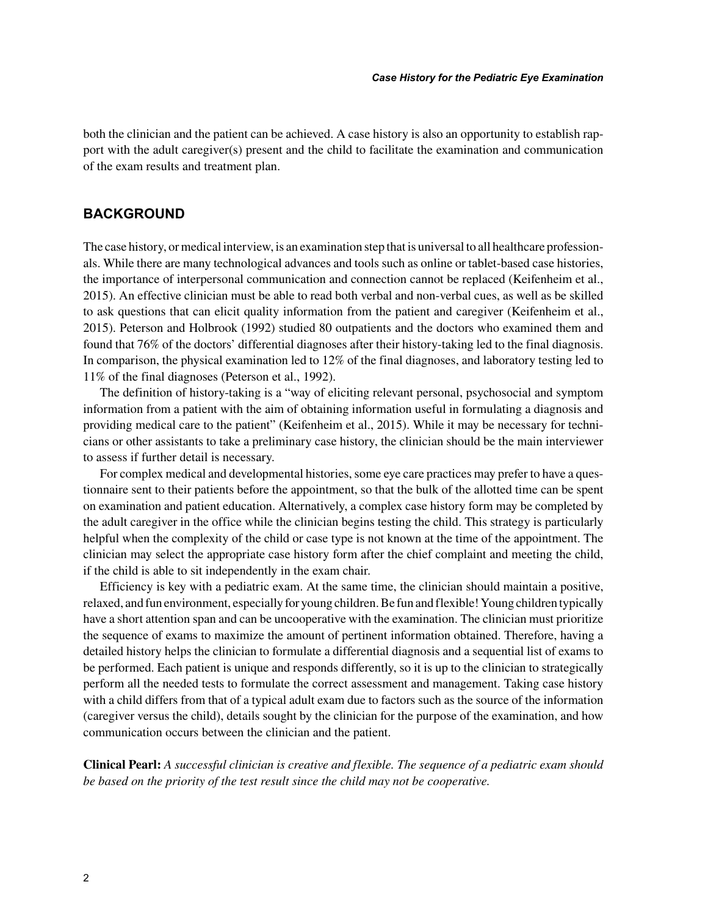both the clinician and the patient can be achieved. A case history is also an opportunity to establish rapport with the adult caregiver(s) present and the child to facilitate the examination and communication of the exam results and treatment plan.

## BACKGROUND

The case history, or medical interview, is an examination step that is universal to all healthcare professionals. While there are many technological advances and tools such as online or tablet-based case histories, the importance of interpersonal communication and connection cannot be replaced (Keifenheim et al., 2015). An effective clinician must be able to read both verbal and non-verbal cues, as well as be skilled to ask questions that can elicit quality information from the patient and caregiver (Keifenheim et al., 2015). Peterson and Holbrook (1992) studied 80 outpatients and the doctors who examined them and found that 76% of the doctors' differential diagnoses after their history-taking led to the final diagnosis. In comparison, the physical examination led to 12% of the final diagnoses, and laboratory testing led to 11% of the final diagnoses (Peterson et al., 1992).

The definition of history-taking is a "way of eliciting relevant personal, psychosocial and symptom information from a patient with the aim of obtaining information useful in formulating a diagnosis and providing medical care to the patient" (Keifenheim et al., 2015). While it may be necessary for technicians or other assistants to take a preliminary case history, the clinician should be the main interviewer to assess if further detail is necessary.

For complex medical and developmental histories, some eye care practices may prefer to have a questionnaire sent to their patients before the appointment, so that the bulk of the allotted time can be spent on examination and patient education. Alternatively, a complex case history form may be completed by the adult caregiver in the office while the clinician begins testing the child. This strategy is particularly helpful when the complexity of the child or case type is not known at the time of the appointment. The clinician may select the appropriate case history form after the chief complaint and meeting the child, if the child is able to sit independently in the exam chair.

Efficiency is key with a pediatric exam. At the same time, the clinician should maintain a positive, relaxed, and fun environment, especially for young children. Be fun and flexible! Young children typically have a short attention span and can be uncooperative with the examination. The clinician must prioritize the sequence of exams to maximize the amount of pertinent information obtained. Therefore, having a detailed history helps the clinician to formulate a differential diagnosis and a sequential list of exams to be performed. Each patient is unique and responds differently, so it is up to the clinician to strategically perform all the needed tests to formulate the correct assessment and management. Taking case history with a child differs from that of a typical adult exam due to factors such as the source of the information (caregiver versus the child), details sought by the clinician for the purpose of the examination, and how communication occurs between the clinician and the patient.

**Clinical Pearl:** *A successful clinician is creative and flexible. The sequence of a pediatric exam should be based on the priority of the test result since the child may not be cooperative.*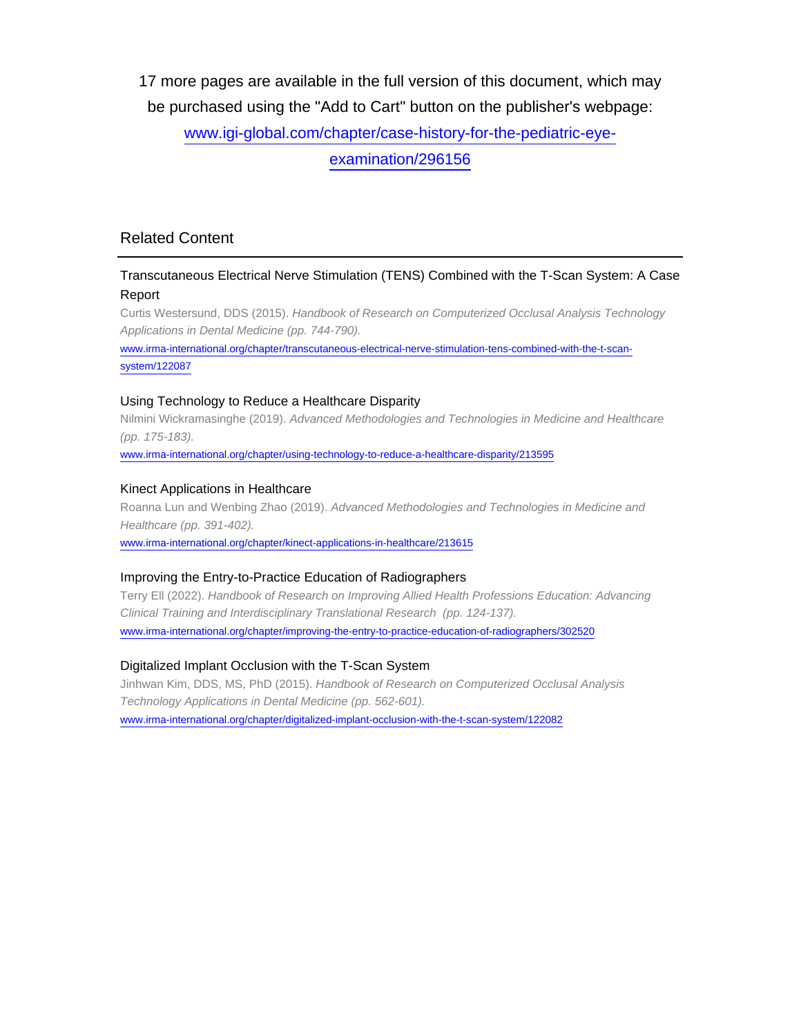17 more pages are available in the full version of this document, which may be purchased using the "Add to Cart" button on the publisher's webpage: www.igi-global.com/chapter/case-history-for-the-pediatric-eye-examination/296156

## Related Content

Transcutaneous Electrical Nerve Stimulation (TENS) Combined with the T-Scan System: A Case Report

Curtis Westersund, DDS (2015). *Handbook of Research on Computerized Occlusal Analysis Technology Applications in Dental Medicine (pp. 744-790).*

www.irma-international.org/chapter/transcutaneous-electrical-nerve-stimulation-tens-combined-with-the-t-scan-system/122087

Using Technology to Reduce a Healthcare Disparity

Nilmini Wickramasinghe (2019). *Advanced Methodologies and Technologies in Medicine and Healthcare (pp. 175-183).*

www.irma-international.org/chapter/using-technology-to-reduce-a-healthcare-disparity/213595

Kinect Applications in Healthcare

Roanna Lun and Wenbing Zhao (2019). *Advanced Methodologies and Technologies in Medicine and Healthcare (pp. 391-402).*

www.irma-international.org/chapter/kinect-applications-in-healthcare/213615

Improving the Entry-to-Practice Education of Radiographers

Terry Ell (2022). *Handbook of Research on Improving Allied Health Professions Education: Advancing Clinical Training and Interdisciplinary Translational Research (pp. 124-137).*

www.irma-international.org/chapter/improving-the-entry-to-practice-education-of-radiographers/302520

Digitalized Implant Occlusion with the T-Scan System

Jinhwan Kim, DDS, MS, PhD (2015). *Handbook of Research on Computerized Occlusal Analysis Technology Applications in Dental Medicine (pp. 562-601).*

www.irma-international.org/chapter/digitalized-implant-occlusion-with-the-t-scan-system/122082